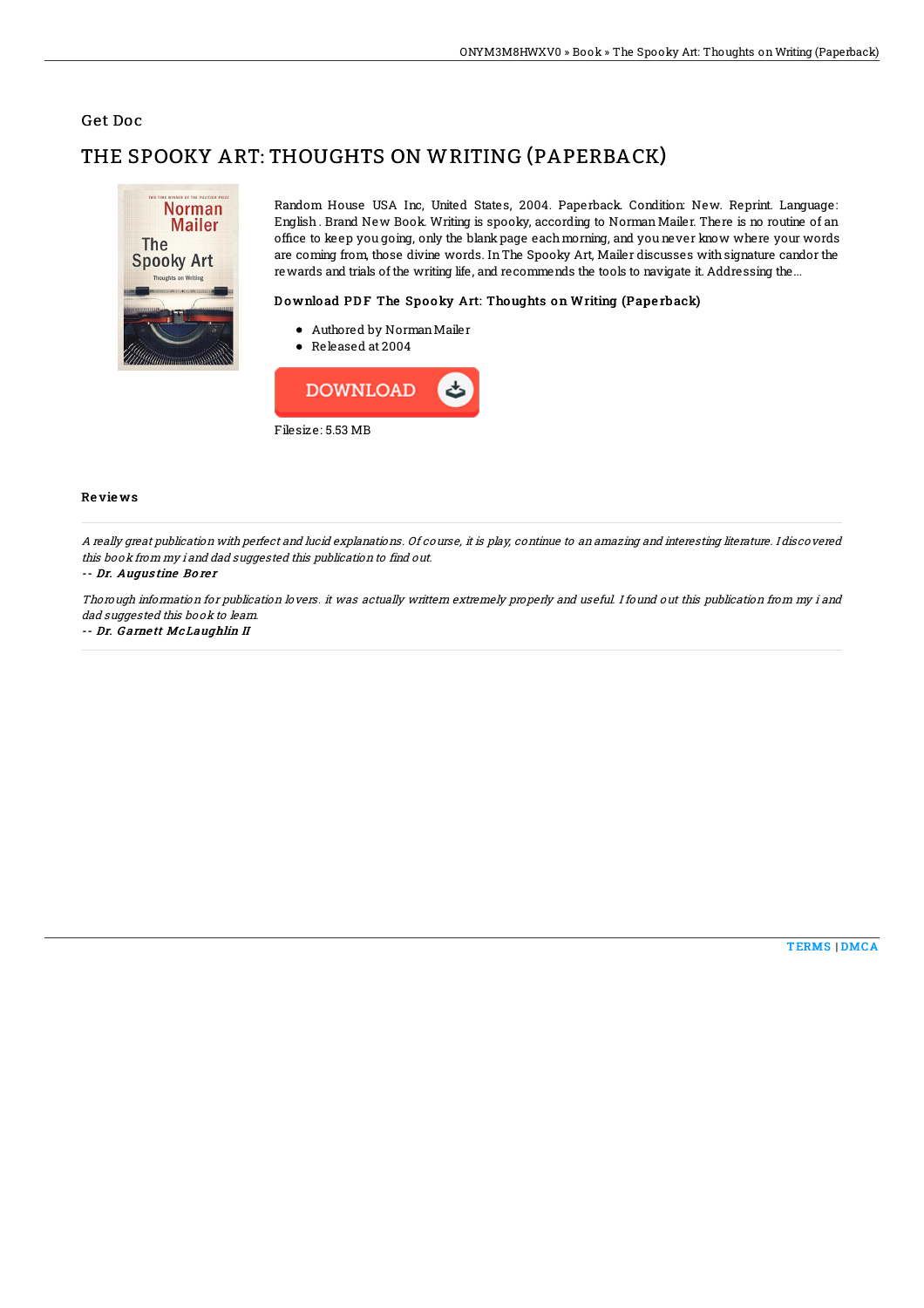Get Doc

# THE SPOOKY ART: THOUGHTS ON WRITING (PAPERBACK)

Random House USA Inc, United States, 2004. Paperback. Condition: New. Reprint. Language: English . Brand New Book. Writing is spooky, according to Norman Mailer. There is no routine of an office to keep you going, only the blank page each morning, and you never know where your words are coming from, those divine words. In The Spooky Art, Mailer discusses with signature candor the rewards and trials of the writing life, and recommends the tools to navigate it. Addressing the...

### Download PDF The Spooky Art: Thoughts on Writing (Paperback)

- Authored by Norman Mailer
- Released at 2004

DOWNLOAD

Filesize: 5.53 MB

### Reviews

*A really great publication with perfect and lucid explanations. Of course, it is play, continue to an amazing and interesting literature. I discovered this book from my i and dad suggested this publication to find out.*

*-- Dr. Augustine Borer*

*Thorough information for publication lovers. it was actually writtern extremely properly and useful. I found out this publication from my i and dad suggested this book to learn.*

*-- Dr. Garnett McLaughlin II*

TERMS | DMCA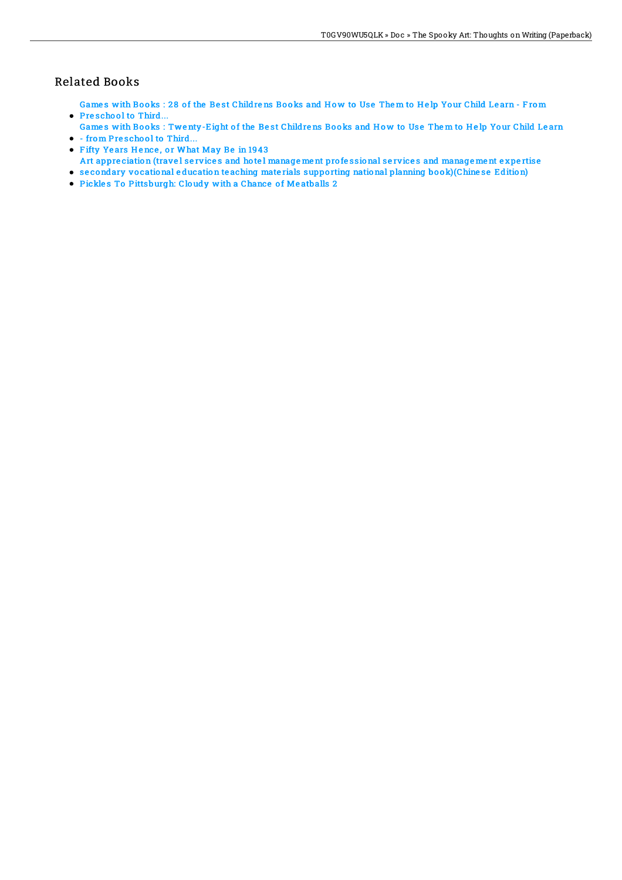## Related Books

- Games with Books : 28 of the Best Childrens Books and How to Use Them to Help Your Child Learn - From Preschool to Third...
- Games with Books : Twenty-Eight of the Best Childrens Books and How to Use Them to Help Your Child Learn - from Preschool to Third...
- Fifty Years Hence, or What May Be in 1943
- Art appreciation (travel services and hotel management professional services and management expertise secondary vocational education teaching materials supporting national planning book)(Chinese Edition)
- Pickles To Pittsburgh: Cloudy with a Chance of Meatballs 2